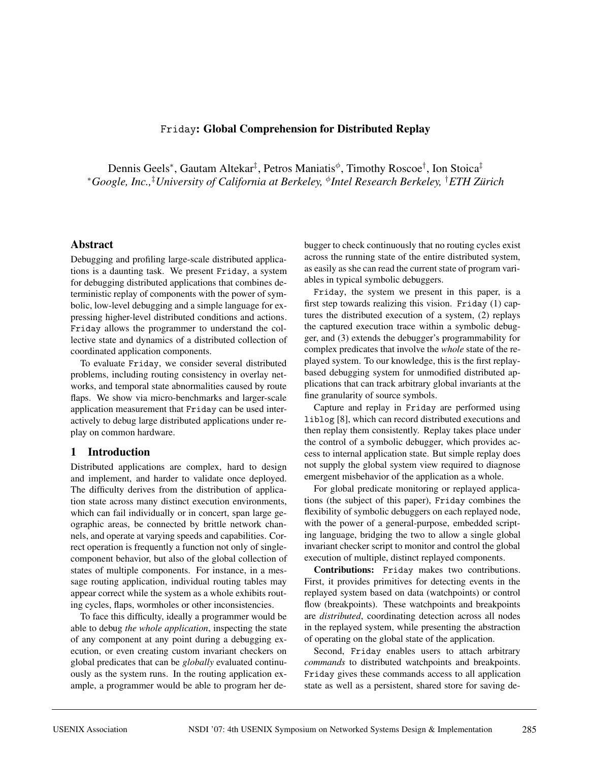# `Friday`: Global Comprehension for Distributed Replay

Dennis Geels[*], Gautam Altekar[‡], Petros Maniatis[ϕ], Timothy Roscoe[†], Ion Stoica[‡]

[*]*Google, Inc.,*[‡]*University of California at Berkeley,* [ϕ]*Intel Research Berkeley,* [†]*ETH Zürich*

## Abstract

Debugging and profiling large-scale distributed applications is a daunting task. We present `Friday`, a system for debugging distributed applications that combines deterministic replay of components with the power of symbolic, low-level debugging and a simple language for expressing higher-level distributed conditions and actions. `Friday` allows the programmer to understand the collective state and dynamics of a distributed collection of coordinated application components.

To evaluate `Friday`, we consider several distributed problems, including routing consistency in overlay networks, and temporal state abnormalities caused by route flaps. We show via micro-benchmarks and larger-scale application measurement that `Friday` can be used interactively to debug large distributed applications under replay on common hardware.

## 1 Introduction

Distributed applications are complex, hard to design and implement, and harder to validate once deployed. The difficulty derives from the distribution of application state across many distinct execution environments, which can fail individually or in concert, span large geographic areas, be connected by brittle network channels, and operate at varying speeds and capabilities. Correct operation is frequently a function not only of single-component behavior, but also of the global collection of states of multiple components. For instance, in a message routing application, individual routing tables may appear correct while the system as a whole exhibits routing cycles, flaps, wormholes or other inconsistencies.

To face this difficulty, ideally a programmer would be able to debug *the whole application*, inspecting the state of any component at any point during a debugging execution, or even creating custom invariant checkers on global predicates that can be *globally* evaluated continuously as the system runs. In the routing application example, a programmer would be able to program her debugger to check continuously that no routing cycles exist across the running state of the entire distributed system, as easily as she can read the current state of program variables in typical symbolic debuggers.

`Friday`, the system we present in this paper, is a first step towards realizing this vision. `Friday` (1) captures the distributed execution of a system, (2) replays the captured execution trace within a symbolic debugger, and (3) extends the debugger's programmability for complex predicates that involve the *whole* state of the replayed system. To our knowledge, this is the first replay-based debugging system for unmodified distributed applications that can track arbitrary global invariants at the fine granularity of source symbols.

Capture and replay in `Friday` are performed using `liblog` [8], which can record distributed executions and then replay them consistently. Replay takes place under the control of a symbolic debugger, which provides access to internal application state. But simple replay does not supply the global system view required to diagnose emergent misbehavior of the application as a whole.

For global predicate monitoring or replayed applications (the subject of this paper), `Friday` combines the flexibility of symbolic debuggers on each replayed node, with the power of a general-purpose, embedded scripting language, bridging the two to allow a single global invariant checker script to monitor and control the global execution of multiple, distinct replayed components.

**Contributions:** `Friday` makes two contributions. First, it provides primitives for detecting events in the replayed system based on data (watchpoints) or control flow (breakpoints). These watchpoints and breakpoints are *distributed*, coordinating detection across all nodes in the replayed system, while presenting the abstraction of operating on the global state of the application.

Second, `Friday` enables users to attach arbitrary *commands* to distributed watchpoints and breakpoints. `Friday` gives these commands access to all application state as well as a persistent, shared store for saving de-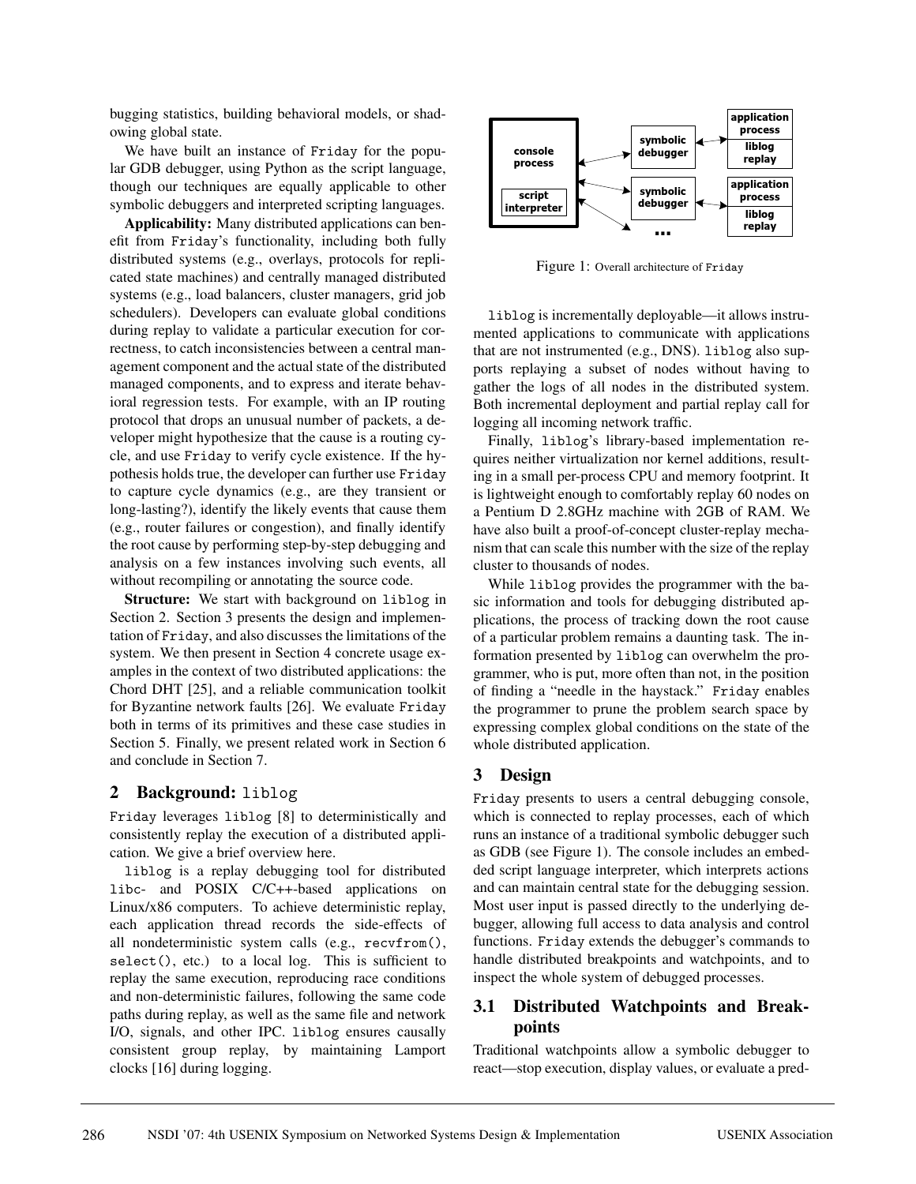bugging statistics, building behavioral models, or shadowing global state.

We have built an instance of Friday for the popular GDB debugger, using Python as the script language, though our techniques are equally applicable to other symbolic debuggers and interpreted scripting languages.

**Applicability:** Many distributed applications can benefit from Friday's functionality, including both fully distributed systems (e.g., overlays, protocols for replicated state machines) and centrally managed distributed systems (e.g., load balancers, cluster managers, grid job schedulers). Developers can evaluate global conditions during replay to validate a particular execution for correctness, to catch inconsistencies between a central management component and the actual state of the distributed managed components, and to express and iterate behavioral regression tests. For example, with an IP routing protocol that drops an unusual number of packets, a developer might hypothesize that the cause is a routing cycle, and use Friday to verify cycle existence. If the hypothesis holds true, the developer can further use Friday to capture cycle dynamics (e.g., are they transient or long-lasting?), identify the likely events that cause them (e.g., router failures or congestion), and finally identify the root cause by performing step-by-step debugging and analysis on a few instances involving such events, all without recompiling or annotating the source code.

**Structure:** We start with background on liblog in Section 2. Section 3 presents the design and implementation of Friday, and also discusses the limitations of the system. We then present in Section 4 concrete usage examples in the context of two distributed applications: the Chord DHT [25], and a reliable communication toolkit for Byzantine network faults [26]. We evaluate Friday both in terms of its primitives and these case studies in Section 5. Finally, we present related work in Section 6 and conclude in Section 7.

## 2 Background: liblog

Friday leverages liblog [8] to deterministically and consistently replay the execution of a distributed application. We give a brief overview here.

liblog is a replay debugging tool for distributed libc- and POSIX C/C++-based applications on Linux/x86 computers. To achieve deterministic replay, each application thread records the side-effects of all nondeterministic system calls (e.g., recvfrom(), select(), etc.) to a local log. This is sufficient to replay the same execution, reproducing race conditions and non-deterministic failures, following the same code paths during replay, as well as the same file and network I/O, signals, and other IPC. liblog ensures causally consistent group replay, by maintaining Lamport clocks [16] during logging.

Figure 1: Overall architecture of Friday

liblog is incrementally deployable—it allows instrumented applications to communicate with applications that are not instrumented (e.g., DNS). liblog also supports replaying a subset of nodes without having to gather the logs of all nodes in the distributed system. Both incremental deployment and partial replay call for logging all incoming network traffic.

Finally, liblog's library-based implementation requires neither virtualization nor kernel additions, resulting in a small per-process CPU and memory footprint. It is lightweight enough to comfortably replay 60 nodes on a Pentium D 2.8GHz machine with 2GB of RAM. We have also built a proof-of-concept cluster-replay mechanism that can scale this number with the size of the replay cluster to thousands of nodes.

While liblog provides the programmer with the basic information and tools for debugging distributed applications, the process of tracking down the root cause of a particular problem remains a daunting task. The information presented by liblog can overwhelm the programmer, who is put, more often than not, in the position of finding a "needle in the haystack." Friday enables the programmer to prune the problem search space by expressing complex global conditions on the state of the whole distributed application.

## 3 Design

Friday presents to users a central debugging console, which is connected to replay processes, each of which runs an instance of a traditional symbolic debugger such as GDB (see Figure 1). The console includes an embedded script language interpreter, which interprets actions and can maintain central state for the debugging session. Most user input is passed directly to the underlying debugger, allowing full access to data analysis and control functions. Friday extends the debugger's commands to handle distributed breakpoints and watchpoints, and to inspect the whole system of debugged processes.

### 3.1 Distributed Watchpoints and Breakpoints

Traditional watchpoints allow a symbolic debugger to react—stop execution, display values, or evaluate a pred-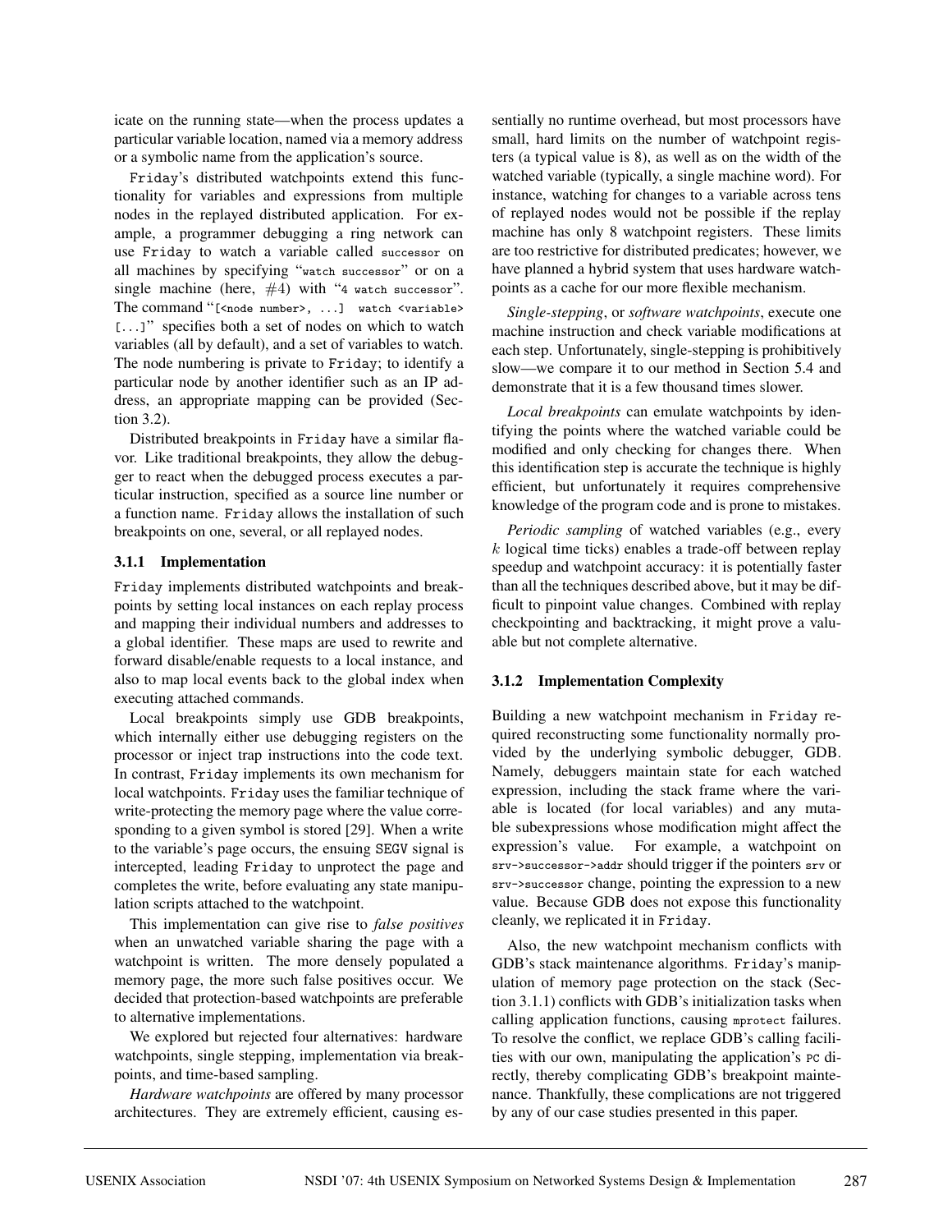icate on the running state—when the process updates a particular variable location, named via a memory address or a symbolic name from the application's source.

Friday's distributed watchpoints extend this functionality for variables and expressions from multiple nodes in the replayed distributed application. For example, a programmer debugging a ring network can use Friday to watch a variable called `successor` on all machines by specifying "`watch successor`" or on a single machine (here, #4) with "`4 watch successor`". The command "`[<node number>, ...] watch <variable> [...]`" specifies both a set of nodes on which to watch variables (all by default), and a set of variables to watch. The node numbering is private to Friday; to identify a particular node by another identifier such as an IP address, an appropriate mapping can be provided (Section 3.2).

Distributed breakpoints in Friday have a similar flavor. Like traditional breakpoints, they allow the debugger to react when the debugged process executes a particular instruction, specified as a source line number or a function name. Friday allows the installation of such breakpoints on one, several, or all replayed nodes.

### 3.1.1 Implementation

Friday implements distributed watchpoints and breakpoints by setting local instances on each replay process and mapping their individual numbers and addresses to a global identifier. These maps are used to rewrite and forward disable/enable requests to a local instance, and also to map local events back to the global index when executing attached commands.

Local breakpoints simply use GDB breakpoints, which internally either use debugging registers on the processor or inject trap instructions into the code text. In contrast, Friday implements its own mechanism for local watchpoints. Friday uses the familiar technique of write-protecting the memory page where the value corresponding to a given symbol is stored [29]. When a write to the variable's page occurs, the ensuing SEGV signal is intercepted, leading Friday to unprotect the page and completes the write, before evaluating any state manipulation scripts attached to the watchpoint.

This implementation can give rise to *false positives* when an unwatched variable sharing the page with a watchpoint is written. The more densely populated a memory page, the more such false positives occur. We decided that protection-based watchpoints are preferable to alternative implementations.

We explored but rejected four alternatives: hardware watchpoints, single stepping, implementation via breakpoints, and time-based sampling.

*Hardware watchpoints* are offered by many processor architectures. They are extremely efficient, causing essentially no runtime overhead, but most processors have small, hard limits on the number of watchpoint registers (a typical value is 8), as well as on the width of the watched variable (typically, a single machine word). For instance, watching for changes to a variable across tens of replayed nodes would not be possible if the replay machine has only 8 watchpoint registers. These limits are too restrictive for distributed predicates; however, we have planned a hybrid system that uses hardware watchpoints as a cache for our more flexible mechanism.

*Single-stepping*, or *software watchpoints*, execute one machine instruction and check variable modifications at each step. Unfortunately, single-stepping is prohibitively slow—we compare it to our method in Section 5.4 and demonstrate that it is a few thousand times slower.

*Local breakpoints* can emulate watchpoints by identifying the points where the watched variable could be modified and only checking for changes there. When this identification step is accurate the technique is highly efficient, but unfortunately it requires comprehensive knowledge of the program code and is prone to mistakes.

*Periodic sampling* of watched variables (e.g., every $k$ logical time ticks) enables a trade-off between replay speedup and watchpoint accuracy: it is potentially faster than all the techniques described above, but it may be difficult to pinpoint value changes. Combined with replay checkpointing and backtracking, it might prove a valuable but not complete alternative.

### 3.1.2 Implementation Complexity

Building a new watchpoint mechanism in Friday required reconstructing some functionality normally provided by the underlying symbolic debugger, GDB. Namely, debuggers maintain state for each watched expression, including the stack frame where the variable is located (for local variables) and any mutable subexpressions whose modification might affect the expression's value. For example, a watchpoint on `srv->successor->addr` should trigger if the pointers `srv` or `srv->successor` change, pointing the expression to a new value. Because GDB does not expose this functionality cleanly, we replicated it in Friday.

Also, the new watchpoint mechanism conflicts with GDB's stack maintenance algorithms. Friday's manipulation of memory page protection on the stack (Section 3.1.1) conflicts with GDB's initialization tasks when calling application functions, causing `mprotect` failures. To resolve the conflict, we replace GDB's calling facilities with our own, manipulating the application's `PC` directly, thereby complicating GDB's breakpoint maintenance. Thankfully, these complications are not triggered by any of our case studies presented in this paper.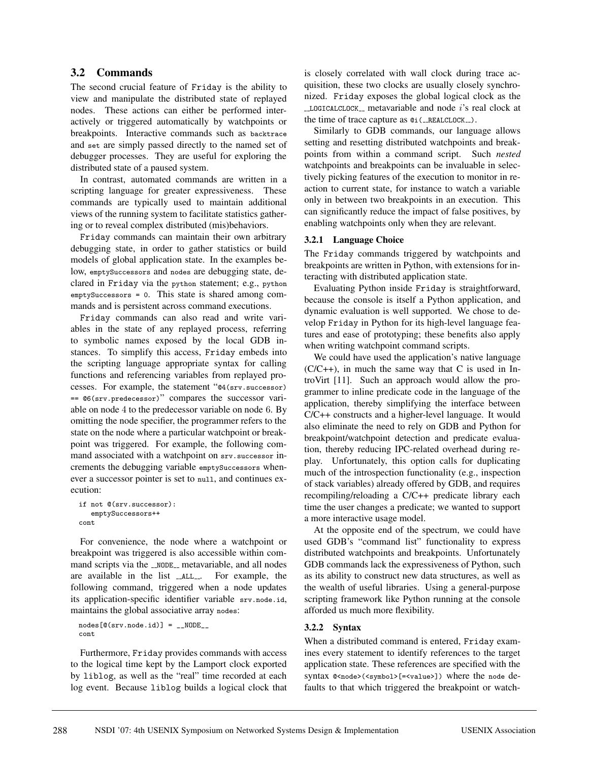### 3.2 Commands

The second crucial feature of Friday is the ability to view and manipulate the distributed state of replayed nodes. These actions can either be performed interactively or triggered automatically by watchpoints or breakpoints. Interactive commands such as `backtrace` and `set` are simply passed directly to the named set of debugger processes. They are useful for exploring the distributed state of a paused system.

In contrast, automated commands are written in a scripting language for greater expressiveness. These commands are typically used to maintain additional views of the running system to facilitate statistics gathering or to reveal complex distributed (mis)behaviors.

Friday commands can maintain their own arbitrary debugging state, in order to gather statistics or build models of global application state. In the examples below, `emptySuccessors` and `nodes` are debugging state, declared in Friday via the `python` statement; e.g., `python emptySuccessors = 0`. This state is shared among commands and is persistent across command executions.

Friday commands can also read and write variables in the state of any replayed process, referring to symbolic names exposed by the local GDB instances. To simplify this access, Friday embeds into the scripting language appropriate syntax for calling functions and referencing variables from replayed processes. For example, the statement "`@4(srv.successor) == @6(srv.predecessor)`" compares the successor variable on node 4 to the predecessor variable on node 6. By omitting the node specifier, the programmer refers to the state on the node where a particular watchpoint or breakpoint was triggered. For example, the following command associated with a watchpoint on `srv.successor` increments the debugging variable `emptySuccessors` whenever a successor pointer is set to `null`, and continues execution:

```
if not @(srv.successor):
   emptySuccessors++
cont
```

For convenience, the node where a watchpoint or breakpoint was triggered is also accessible within command scripts via the `__NODE__` metavariable, and all nodes are available in the list `__ALL__`. For example, the following command, triggered when a node updates its application-specific identifier variable `srv.node.id`, maintains the global associative array `nodes`:

```
nodes[@(srv.node.id)] = __NODE__
cont
```

Furthermore, Friday provides commands with access to the logical time kept by the Lamport clock exported by liblog, as well as the "real" time recorded at each log event. Because liblog builds a logical clock that is closely correlated with wall clock during trace acquisition, these two clocks are usually closely synchronized. Friday exposes the global logical clock as the `__LOGICALCLOCK__` metavariable and node $i$'s real clock at the time of trace capture as `@i(__REALCLOCK__)`.

Similarly to GDB commands, our language allows setting and resetting distributed watchpoints and breakpoints from within a command script. Such *nested* watchpoints and breakpoints can be invaluable in selectively picking features of the execution to monitor in reaction to current state, for instance to watch a variable only in between two breakpoints in an execution. This can significantly reduce the impact of false positives, by enabling watchpoints only when they are relevant.

#### 3.2.1 Language Choice

The Friday commands triggered by watchpoints and breakpoints are written in Python, with extensions for interacting with distributed application state.

Evaluating Python inside Friday is straightforward, because the console is itself a Python application, and dynamic evaluation is well supported. We chose to develop Friday in Python for its high-level language features and ease of prototyping; these benefits also apply when writing watchpoint command scripts.

We could have used the application's native language (C/C++), in much the same way that C is used in IntroVirt [11]. Such an approach would allow the programmer to inline predicate code in the language of the application, thereby simplifying the interface between C/C++ constructs and a higher-level language. It would also eliminate the need to rely on GDB and Python for breakpoint/watchpoint detection and predicate evaluation, thereby reducing IPC-related overhead during replay. Unfortunately, this option calls for duplicating much of the introspection functionality (e.g., inspection of stack variables) already offered by GDB, and requires recompiling/reloading a C/C++ predicate library each time the user changes a predicate; we wanted to support a more interactive usage model.

At the opposite end of the spectrum, we could have used GDB's "command list" functionality to express distributed watchpoints and breakpoints. Unfortunately GDB commands lack the expressiveness of Python, such as its ability to construct new data structures, as well as the wealth of useful libraries. Using a general-purpose scripting framework like Python running at the console afforded us much more flexibility.

#### 3.2.2 Syntax

When a distributed command is entered, Friday examines every statement to identify references to the target application state. These references are specified with the syntax `@<node>(<symbol>[=<value>])` where the `node` defaults to that which triggered the breakpoint or watch-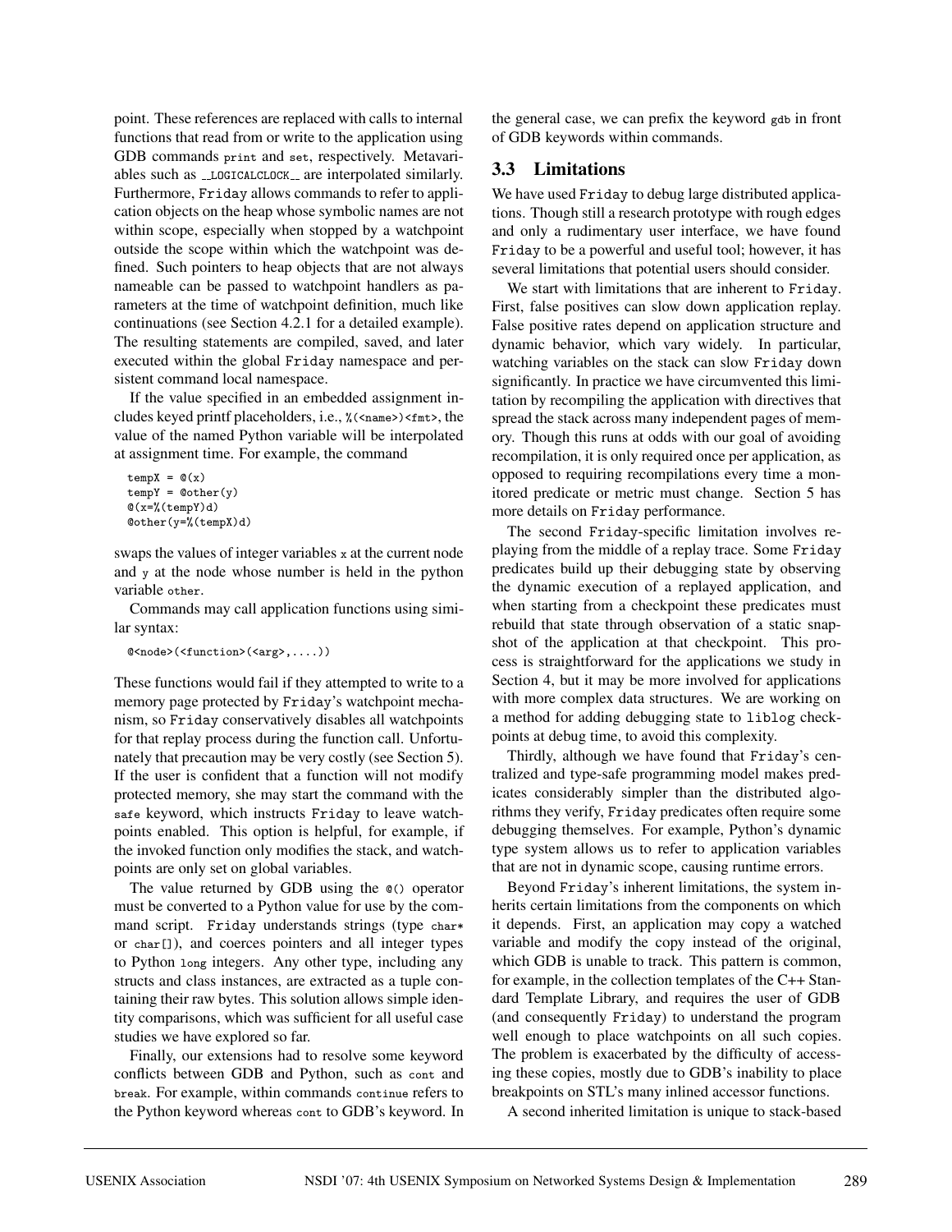point. These references are replaced with calls to internal functions that read from or write to the application using GDB commands `print` and `set`, respectively. Metavariables such as `__LOGICALCLOCK__` are interpolated similarly. Furthermore, Friday allows commands to refer to application objects on the heap whose symbolic names are not within scope, especially when stopped by a watchpoint outside the scope within which the watchpoint was defined. Such pointers to heap objects that are not always nameable can be passed to watchpoint handlers as parameters at the time of watchpoint definition, much like continuations (see Section 4.2.1 for a detailed example). The resulting statements are compiled, saved, and later executed within the global Friday namespace and persistent command local namespace.

If the value specified in an embedded assignment includes keyed printf placeholders, i.e., `%(<name>)<fmt>`, the value of the named Python variable will be interpolated at assignment time. For example, the command

```
tempX = @(x)
tempY = @other(y)
@(x=%(tempY)d)
@other(y=%(tempX)d)
```

swaps the values of integer variables `x` at the current node and `y` at the node whose number is held in the python variable `other`.

Commands may call application functions using similar syntax:

```
@<node>(<function>(<arg>,....))
```

These functions would fail if they attempted to write to a memory page protected by Friday's watchpoint mechanism, so Friday conservatively disables all watchpoints for that replay process during the function call. Unfortunately that precaution may be very costly (see Section 5). If the user is confident that a function will not modify protected memory, she may start the command with the `safe` keyword, which instructs Friday to leave watchpoints enabled. This option is helpful, for example, if the invoked function only modifies the stack, and watchpoints are only set on global variables.

The value returned by GDB using the `@()` operator must be converted to a Python value for use by the command script. Friday understands strings (type `char*` or `char[]`), and coerces pointers and all integer types to Python `long` integers. Any other type, including any structs and class instances, are extracted as a tuple containing their raw bytes. This solution allows simple identity comparisons, which was sufficient for all useful case studies we have explored so far.

Finally, our extensions had to resolve some keyword conflicts between GDB and Python, such as `cont` and `break`. For example, within commands `continue` refers to the Python keyword whereas `cont` to GDB's keyword. In the general case, we can prefix the keyword `gdb` in front of GDB keywords within commands.

## 3.3 Limitations

We have used Friday to debug large distributed applications. Though still a research prototype with rough edges and only a rudimentary user interface, we have found Friday to be a powerful and useful tool; however, it has several limitations that potential users should consider.

We start with limitations that are inherent to Friday. First, false positives can slow down application replay. False positive rates depend on application structure and dynamic behavior, which vary widely. In particular, watching variables on the stack can slow Friday down significantly. In practice we have circumvented this limitation by recompiling the application with directives that spread the stack across many independent pages of memory. Though this runs at odds with our goal of avoiding recompilation, it is only required once per application, as opposed to requiring recompilations every time a monitored predicate or metric must change. Section 5 has more details on Friday performance.

The second Friday-specific limitation involves replaying from the middle of a replay trace. Some Friday predicates build up their debugging state by observing the dynamic execution of a replayed application, and when starting from a checkpoint these predicates must rebuild that state through observation of a static snapshot of the application at that checkpoint. This process is straightforward for the applications we study in Section 4, but it may be more involved for applications with more complex data structures. We are working on a method for adding debugging state to liblog checkpoints at debug time, to avoid this complexity.

Thirdly, although we have found that Friday's centralized and type-safe programming model makes predicates considerably simpler than the distributed algorithms they verify, Friday predicates often require some debugging themselves. For example, Python's dynamic type system allows us to refer to application variables that are not in dynamic scope, causing runtime errors.

Beyond Friday's inherent limitations, the system inherits certain limitations from the components on which it depends. First, an application may copy a watched variable and modify the copy instead of the original, which GDB is unable to track. This pattern is common, for example, in the collection templates of the C++ Standard Template Library, and requires the user of GDB (and consequently Friday) to understand the program well enough to place watchpoints on all such copies. The problem is exacerbated by the difficulty of accessing these copies, mostly due to GDB's inability to place breakpoints on STL's many inlined accessor functions.

A second inherited limitation is unique to stack-based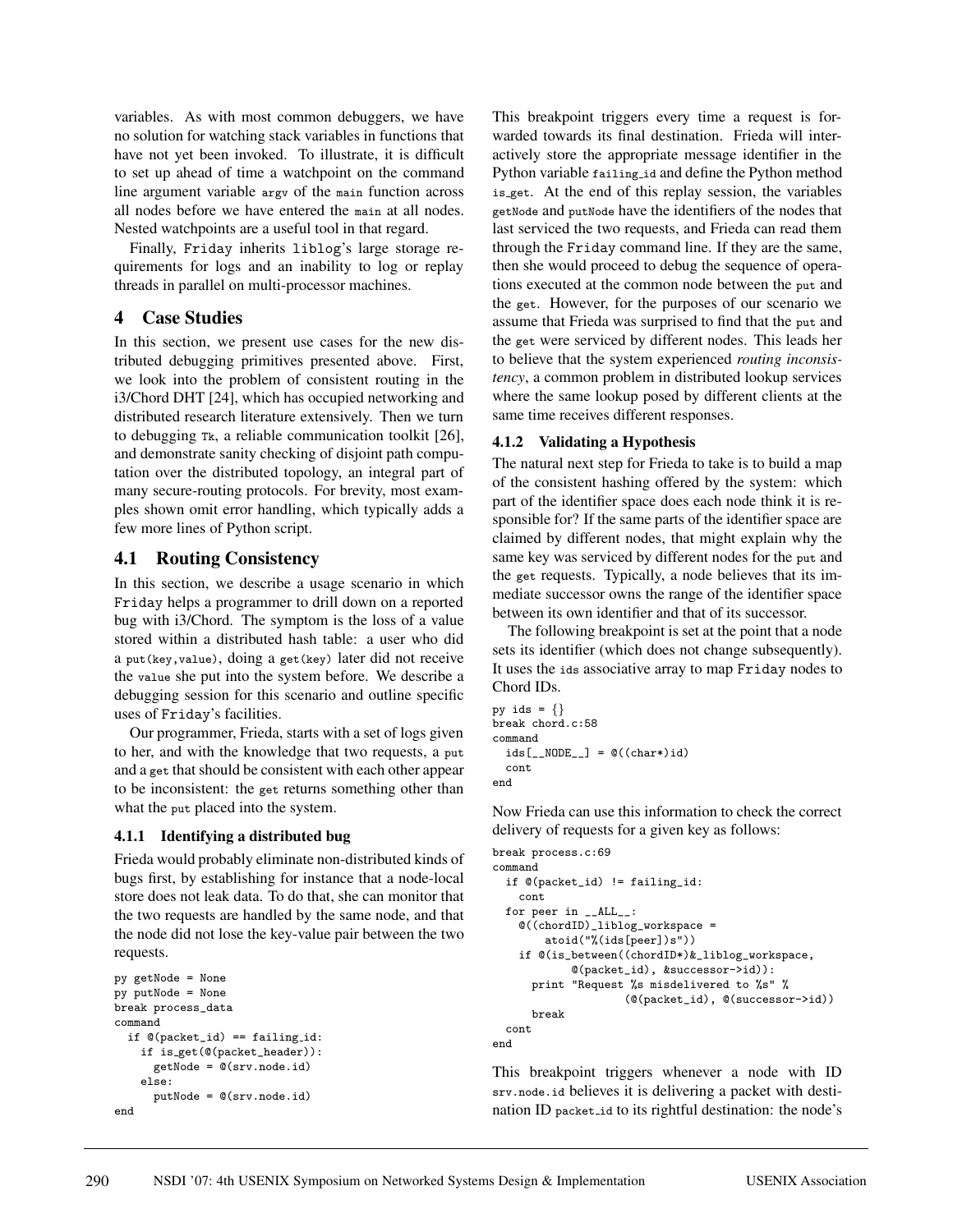variables. As with most common debuggers, we have no solution for watching stack variables in functions that have not yet been invoked. To illustrate, it is difficult to set up ahead of time a watchpoint on the command line argument variable `argv` of the `main` function across all nodes before we have entered the `main` at all nodes. Nested watchpoints are a useful tool in that regard.

Finally, `Friday` inherits `liblog`'s large storage requirements for logs and an inability to log or replay threads in parallel on multi-processor machines.

# 4 Case Studies

In this section, we present use cases for the new distributed debugging primitives presented above. First, we look into the problem of consistent routing in the i3/Chord DHT [24], which has occupied networking and distributed research literature extensively. Then we turn to debugging `Tk`, a reliable communication toolkit [26], and demonstrate sanity checking of disjoint path computation over the distributed topology, an integral part of many secure-routing protocols. For brevity, most examples shown omit error handling, which typically adds a few more lines of Python script.

## 4.1 Routing Consistency

In this section, we describe a usage scenario in which `Friday` helps a programmer to drill down on a reported bug with i3/Chord. The symptom is the loss of a value stored within a distributed hash table: a user who did a `put(key,value)`, doing a `get(key)` later did not receive the `value` she put into the system before. We describe a debugging session for this scenario and outline specific uses of `Friday`'s facilities.

Our programmer, Frieda, starts with a set of logs given to her, and with the knowledge that two requests, a `put` and a `get` that should be consistent with each other appear to be inconsistent: the `get` returns something other than what the `put` placed into the system.

### 4.1.1 Identifying a distributed bug

Frieda would probably eliminate non-distributed kinds of bugs first, by establishing for instance that a node-local store does not leak data. To do that, she can monitor that the two requests are handled by the same node, and that the node did not lose the key-value pair between the two requests.

```
py getNode = None
py putNode = None
break process_data
command
  if @(packet_id) == failing_id:
    if is_get(@(packet_header)):
      getNode = @(srv.node.id)
    else:
      putNode = @(srv.node.id)
end
```

This breakpoint triggers every time a request is forwarded towards its final destination. Frieda will interactively store the appropriate message identifier in the Python variable `failing_id` and define the Python method `is_get`. At the end of this replay session, the variables `getNode` and `putNode` have the identifiers of the nodes that last serviced the two requests, and Frieda can read them through the `Friday` command line. If they are the same, then she would proceed to debug the sequence of operations executed at the common node between the `put` and the `get`. However, for the purposes of our scenario we assume that Frieda was surprised to find that the `put` and the `get` were serviced by different nodes. This leads her to believe that the system experienced *routing inconsistency*, a common problem in distributed lookup services where the same lookup posed by different clients at the same time receives different responses.

### 4.1.2 Validating a Hypothesis

The natural next step for Frieda to take is to build a map of the consistent hashing offered by the system: which part of the identifier space does each node think it is responsible for? If the same parts of the identifier space are claimed by different nodes, that might explain why the same key was serviced by different nodes for the `put` and the `get` requests. Typically, a node believes that its immediate successor owns the range of the identifier space between its own identifier and that of its successor.

The following breakpoint is set at the point that a node sets its identifier (which does not change subsequently). It uses the `ids` associative array to map `Friday` nodes to Chord IDs.

```
py ids = {}
break chord.c:58
command
  ids[__NODE__] = @((char*)id)
  cont
end
```

Now Frieda can use this information to check the correct delivery of requests for a given key as follows:

```
break process.c:69
command
  if @(packet_id) != failing_id:
    cont
  for peer in __ALL__:
    @((chordID)_liblog_workspace =
        atoid("%(ids[peer])s"))
    if @(is_between((chordID*)&_liblog_workspace,
            @(packet_id), &successor->id)):
      print "Request %s misdelivered to %s" %
                  (@(packet_id), @(successor->id))
      break
  cont
end
```

This breakpoint triggers whenever a node with ID `srv.node.id` believes it is delivering a packet with destination ID `packet_id` to its rightful destination: the node's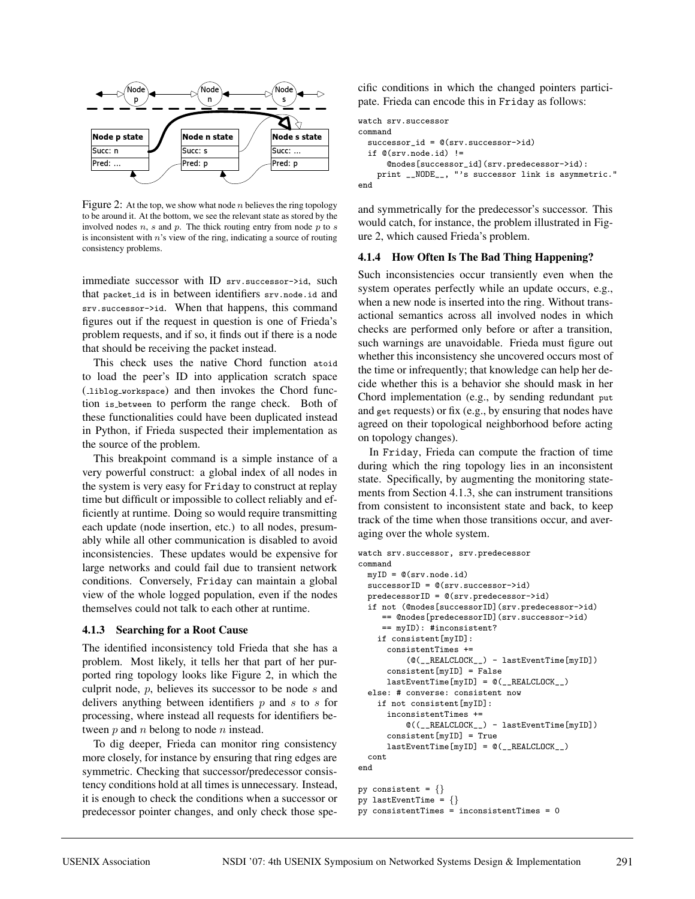Figure 2: At the top, we show what node $n$ believes the ring topology to be around it. At the bottom, we see the relevant state as stored by the involved nodes $n$, $s$ and $p$. The thick routing entry from node $p$ to $s$ is inconsistent with $n$'s view of the ring, indicating a source of routing consistency problems.

immediate successor with ID `srv.successor->id`, such that `packet_id` is in between identifiers `srv.node.id` and `srv.successor->id`. When that happens, this command figures out if the request in question is one of Frieda's problem requests, and if so, it finds out if there is a node that should be receiving the packet instead.

This check uses the native Chord function `atoid` to load the peer's ID into application scratch space (`_liblog_workspace`) and then invokes the Chord function `is_between` to perform the range check. Both of these functionalities could have been duplicated instead in Python, if Frieda suspected their implementation as the source of the problem.

This breakpoint command is a simple instance of a very powerful construct: a global index of all nodes in the system is very easy for Friday to construct at replay time but difficult or impossible to collect reliably and efficiently at runtime. Doing so would require transmitting each update (node insertion, etc.) to all nodes, presumably while all other communication is disabled to avoid inconsistencies. These updates would be expensive for large networks and could fail due to transient network conditions. Conversely, Friday can maintain a global view of the whole logged population, even if the nodes themselves could not talk to each other at runtime.

### 4.1.3 Searching for a Root Cause

The identified inconsistency told Frieda that she has a problem. Most likely, it tells her that part of her purported ring topology looks like Figure 2, in which the culprit node, $p$, believes its successor to be node $s$ and delivers anything between identifiers $p$ and $s$ to $s$ for processing, where instead all requests for identifiers between $p$ and $n$ belong to node $n$ instead.

To dig deeper, Frieda can monitor ring consistency more closely, for instance by ensuring that ring edges are symmetric. Checking that successor/predecessor consistency conditions hold at all times is unnecessary. Instead, it is enough to check the conditions when a successor or predecessor pointer changes, and only check those specific conditions in which the changed pointers participate. Frieda can encode this in Friday as follows:

```
watch srv.successor
command
  successor_id = @(srv.successor->id)
  if @(srv.node.id) !=
      @nodes[successor_id](srv.predecessor->id):
    print __NODE__, "'s successor link is asymmetric."
end
```

and symmetrically for the predecessor's successor. This would catch, for instance, the problem illustrated in Figure 2, which caused Frieda's problem.

### 4.1.4 How Often Is The Bad Thing Happening?

Such inconsistencies occur transiently even when the system operates perfectly while an update occurs, e.g., when a new node is inserted into the ring. Without transactional semantics across all involved nodes in which checks are performed only before or after a transition, such warnings are unavoidable. Frieda must figure out whether this inconsistency she uncovered occurs most of the time or infrequently; that knowledge can help her decide whether this is a behavior she should mask in her Chord implementation (e.g., by sending redundant `put` and `get` requests) or fix (e.g., by ensuring that nodes have agreed on their topological neighborhood before acting on topology changes).

In Friday, Frieda can compute the fraction of time during which the ring topology lies in an inconsistent state. Specifically, by augmenting the monitoring statements from Section 4.1.3, she can instrument transitions from consistent to inconsistent state and back, to keep track of the time when those transitions occur, and averaging over the whole system.

```
watch srv.successor, srv.predecessor
command
  myID = @(srv.node.id)
  successorID = @(srv.successor->id)
  predecessorID = @(srv.predecessor->id)
  if not (@nodes[successorID](srv.predecessor->id)
     == @nodes[predecessorID](srv.successor->id)
     == myID): #inconsistent?
    if consistent[myID]:
      consistentTimes +=
          (@(__REALCLOCK__) - lastEventTime[myID])
      consistent[myID] = False
      lastEventTime[myID] = @(__REALCLOCK__)
  else: # converse: consistent now
    if not consistent[myID]:
      inconsistentTimes +=
          @((__REALCLOCK__) - lastEventTime[myID])
      consistent[myID] = True
      lastEventTime[myID] = @(__REALCLOCK__)
  cont
end

py consistent = {}
py lastEventTime = {}
py consistentTimes = inconsistentTimes = 0
```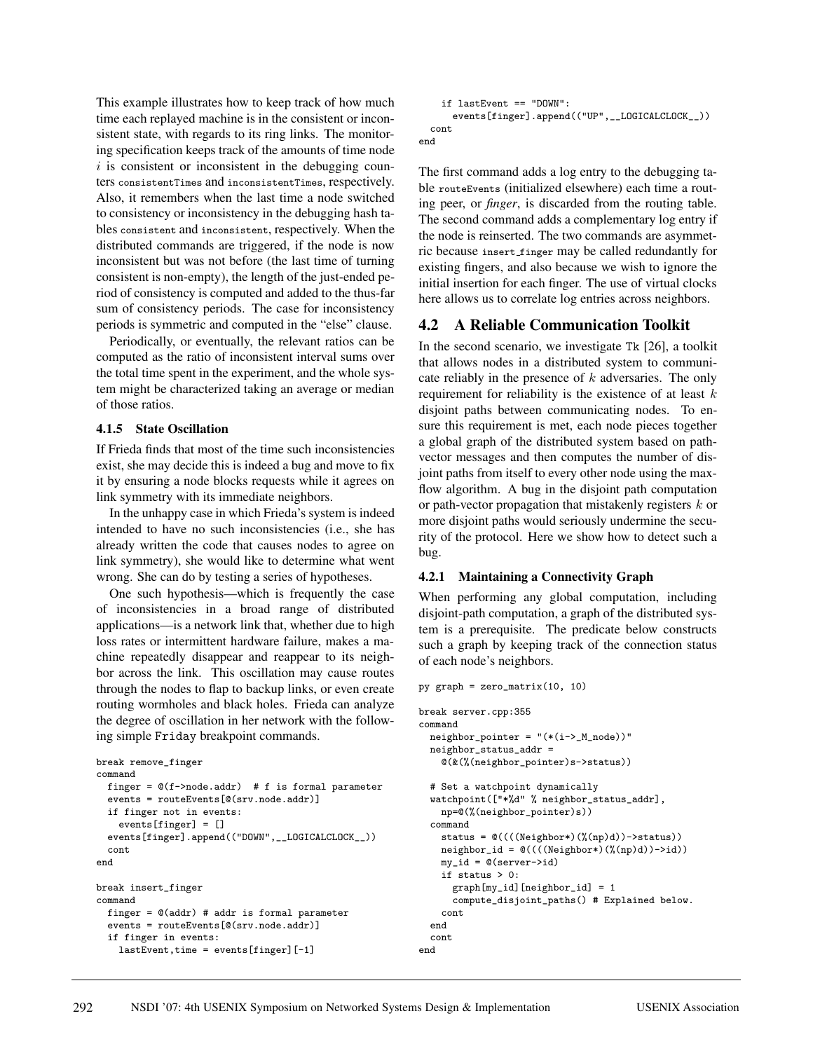This example illustrates how to keep track of how much time each replayed machine is in the consistent or inconsistent state, with regards to its ring links. The monitoring specification keeps track of the amounts of time node $i$ is consistent or inconsistent in the debugging counters `consistentTimes` and `inconsistentTimes`, respectively. Also, it remembers when the last time a node switched to consistency or inconsistency in the debugging hash tables `consistent` and `inconsistent`, respectively. When the distributed commands are triggered, if the node is now inconsistent but was not before (the last time of turning consistent is non-empty), the length of the just-ended period of consistency is computed and added to the thus-far sum of consistency periods. The case for inconsistency periods is symmetric and computed in the "else" clause.

Periodically, or eventually, the relevant ratios can be computed as the ratio of inconsistent interval sums over the total time spent in the experiment, and the whole system might be characterized taking an average or median of those ratios.

#### 4.1.5 State Oscillation

If Frieda finds that most of the time such inconsistencies exist, she may decide this is indeed a bug and move to fix it by ensuring a node blocks requests while it agrees on link symmetry with its immediate neighbors.

In the unhappy case in which Frieda's system is indeed intended to have no such inconsistencies (i.e., she has already written the code that causes nodes to agree on link symmetry), she would like to determine what went wrong. She can do by testing a series of hypotheses.

One such hypothesis—which is frequently the case of inconsistencies in a broad range of distributed applications—is a network link that, whether due to high loss rates or intermittent hardware failure, makes a machine repeatedly disappear and reappear to its neighbor across the link. This oscillation may cause routes through the nodes to flap to backup links, or even create routing wormholes and black holes. Frieda can analyze the degree of oscillation in her network with the following simple Friday breakpoint commands.

```
break remove_finger
command
  finger = @(f->node.addr)  # f is formal parameter
  events = routeEvents[@(srv.node.addr)]
  if finger not in events:
    events[finger] = []
  events[finger].append(("DOWN",__LOGICALCLOCK__))
  cont
end

break insert_finger
command
  finger = @(addr) # addr is formal parameter
  events = routeEvents[@(srv.node.addr)]
  if finger in events:
    lastEvent,time = events[finger][-1]
    if lastEvent == "DOWN":
      events[finger].append(("UP",__LOGICALCLOCK__))
  cont
end
```

The first command adds a log entry to the debugging table `routeEvents` (initialized elsewhere) each time a routing peer, or *finger*, is discarded from the routing table. The second command adds a complementary log entry if the node is reinserted. The two commands are asymmetric because `insert_finger` may be called redundantly for existing fingers, and also because we wish to ignore the initial insertion for each finger. The use of virtual clocks here allows us to correlate log entries across neighbors.

### 4.2 A Reliable Communication Toolkit

In the second scenario, we investigate Tk [26], a toolkit that allows nodes in a distributed system to communicate reliably in the presence of $k$ adversaries. The only requirement for reliability is the existence of at least $k$ disjoint paths between communicating nodes. To ensure this requirement is met, each node pieces together a global graph of the distributed system based on path-vector messages and then computes the number of disjoint paths from itself to every other node using the max-flow algorithm. A bug in the disjoint path computation or path-vector propagation that mistakenly registers $k$ or more disjoint paths would seriously undermine the security of the protocol. Here we show how to detect such a bug.

#### 4.2.1 Maintaining a Connectivity Graph

When performing any global computation, including disjoint-path computation, a graph of the distributed system is a prerequisite. The predicate below constructs such a graph by keeping track of the connection status of each node's neighbors.

```
py graph = zero_matrix(10, 10)

break server.cpp:355
command
  neighbor_pointer = "(*(i->_M_node))"
  neighbor_status_addr =
    @(&(%(neighbor_pointer)s->status))

  # Set a watchpoint dynamically
  watchpoint(["*%d" % neighbor_status_addr],
    np=@(%(neighbor_pointer)s))
  command
    status = @((((Neighbor*)(%(np)d))->status))
    neighbor_id = @((((Neighbor*)(%(np)d))->id))
    my_id = @(server->id)
    if status > 0:
      graph[my_id][neighbor_id] = 1
      compute_disjoint_paths() # Explained below.
    cont
  end
  cont
end
```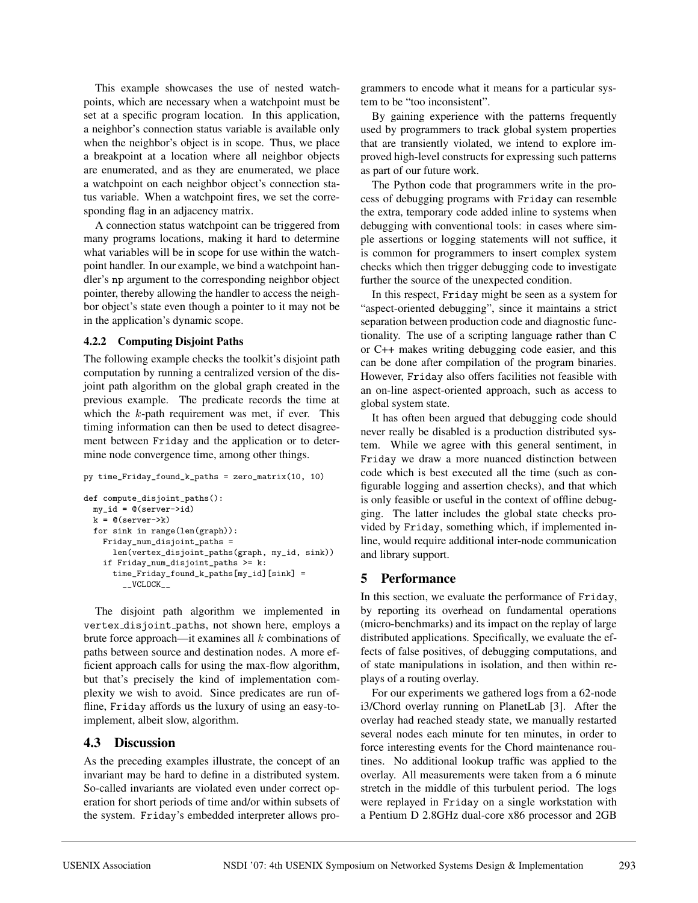This example showcases the use of nested watchpoints, which are necessary when a watchpoint must be set at a specific program location. In this application, a neighbor's connection status variable is available only when the neighbor's object is in scope. Thus, we place a breakpoint at a location where all neighbor objects are enumerated, and as they are enumerated, we place a watchpoint on each neighbor object's connection status variable. When a watchpoint fires, we set the corresponding flag in an adjacency matrix.

A connection status watchpoint can be triggered from many programs locations, making it hard to determine what variables will be in scope for use within the watchpoint handler. In our example, we bind a watchpoint handler's `np` argument to the corresponding neighbor object pointer, thereby allowing the handler to access the neighbor object's state even though a pointer to it may not be in the application's dynamic scope.

#### 4.2.2 Computing Disjoint Paths

The following example checks the toolkit's disjoint path computation by running a centralized version of the disjoint path algorithm on the global graph created in the previous example. The predicate records the time at which the $k$-path requirement was met, if ever. This timing information can then be used to detect disagreement between `Friday` and the application or to determine node convergence time, among other things.

```
py time_Friday_found_k_paths = zero_matrix(10, 10)

def compute_disjoint_paths():
  my_id = @(server->id)
  k = @(server->k)
  for sink in range(len(graph)):
    Friday_num_disjoint_paths =
      len(vertex_disjoint_paths(graph, my_id, sink))
    if Friday_num_disjoint_paths >= k:
      time_Friday_found_k_paths[my_id][sink] =
        __VCLOCK__
```

The disjoint path algorithm we implemented in vertex_disjoint_paths, not shown here, employs a brute force approach—it examines all $k$ combinations of paths between source and destination nodes. A more efficient approach calls for using the max-flow algorithm, but that's precisely the kind of implementation complexity we wish to avoid. Since predicates are run offline, `Friday` affords us the luxury of using an easy-to-implement, albeit slow, algorithm.

### 4.3 Discussion

As the preceding examples illustrate, the concept of an invariant may be hard to define in a distributed system. So-called invariants are violated even under correct operation for short periods of time and/or within subsets of the system. `Friday`'s embedded interpreter allows programmers to encode what it means for a particular system to be "too inconsistent".

By gaining experience with the patterns frequently used by programmers to track global system properties that are transiently violated, we intend to explore improved high-level constructs for expressing such patterns as part of our future work.

The Python code that programmers write in the process of debugging programs with `Friday` can resemble the extra, temporary code added inline to systems when debugging with conventional tools: in cases where simple assertions or logging statements will not suffice, it is common for programmers to insert complex system checks which then trigger debugging code to investigate further the source of the unexpected condition.

In this respect, `Friday` might be seen as a system for "aspect-oriented debugging", since it maintains a strict separation between production code and diagnostic functionality. The use of a scripting language rather than C or C++ makes writing debugging code easier, and this can be done after compilation of the program binaries. However, `Friday` also offers facilities not feasible with an on-line aspect-oriented approach, such as access to global system state.

It has often been argued that debugging code should never really be disabled is a production distributed system. While we agree with this general sentiment, in `Friday` we draw a more nuanced distinction between code which is best executed all the time (such as configurable logging and assertion checks), and that which is only feasible or useful in the context of offline debugging. The latter includes the global state checks provided by `Friday`, something which, if implemented inline, would require additional inter-node communication and library support.

## 5 Performance

In this section, we evaluate the performance of `Friday`, by reporting its overhead on fundamental operations (micro-benchmarks) and its impact on the replay of large distributed applications. Specifically, we evaluate the effects of false positives, of debugging computations, and of state manipulations in isolation, and then within replays of a routing overlay.

For our experiments we gathered logs from a 62-node i3/Chord overlay running on PlanetLab [3]. After the overlay had reached steady state, we manually restarted several nodes each minute for ten minutes, in order to force interesting events for the Chord maintenance routines. No additional lookup traffic was applied to the overlay. All measurements were taken from a 6 minute stretch in the middle of this turbulent period. The logs were replayed in `Friday` on a single workstation with a Pentium D 2.8GHz dual-core x86 processor and 2GB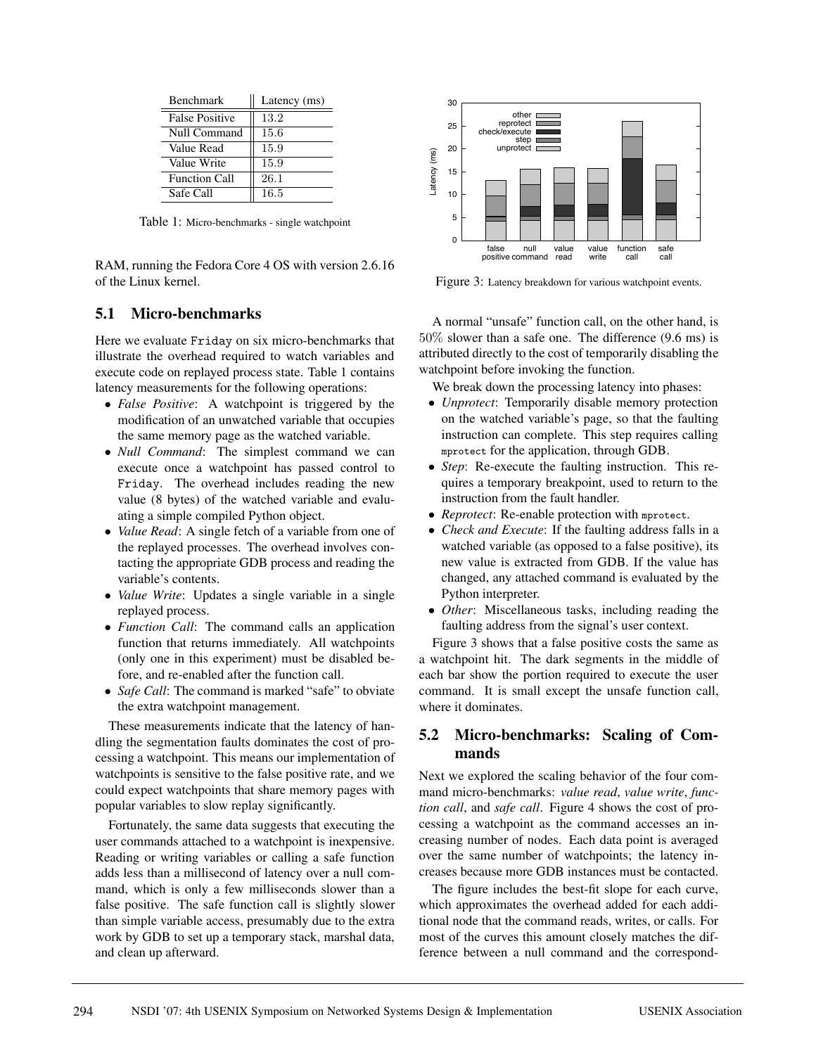| Benchmark | Latency (ms) |
|---|---|
| False Positive | 13.2 |
| Null Command | 15.6 |
| Value Read | 15.9 |
| Value Write | 15.9 |
| Function Call | 26.1 |
| Safe Call | 16.5 |

Table 1: Micro-benchmarks - single watchpoint

RAM, running the Fedora Core 4 OS with version 2.6.16 of the Linux kernel.

## 5.1 Micro-benchmarks

Here we evaluate Friday on six micro-benchmarks that illustrate the overhead required to watch variables and execute code on replayed process state. Table 1 contains latency measurements for the following operations:

- *False Positive*: A watchpoint is triggered by the modification of an unwatched variable that occupies the same memory page as the watched variable.
- *Null Command*: The simplest command we can execute once a watchpoint has passed control to Friday. The overhead includes reading the new value (8 bytes) of the watched variable and evaluating a simple compiled Python object.
- *Value Read*: A single fetch of a variable from one of the replayed processes. The overhead involves contacting the appropriate GDB process and reading the variable's contents.
- *Value Write*: Updates a single variable in a single replayed process.
- *Function Call*: The command calls an application function that returns immediately. All watchpoints (only one in this experiment) must be disabled before, and re-enabled after the function call.
- *Safe Call*: The command is marked "safe" to obviate the extra watchpoint management.

These measurements indicate that the latency of handling the segmentation faults dominates the cost of processing a watchpoint. This means our implementation of watchpoints is sensitive to the false positive rate, and we could expect watchpoints that share memory pages with popular variables to slow replay significantly.

Fortunately, the same data suggests that executing the user commands attached to a watchpoint is inexpensive. Reading or writing variables or calling a safe function adds less than a millisecond of latency over a null command, which is only a few milliseconds slower than a false positive. The safe function call is slightly slower than simple variable access, presumably due to the extra work by GDB to set up a temporary stack, marshal data, and clean up afterward.

Figure 3: Latency breakdown for various watchpoint events.

A normal "unsafe" function call, on the other hand, is $50\%$ slower than a safe one. The difference (9.6 ms) is attributed directly to the cost of temporarily disabling the watchpoint before invoking the function.

We break down the processing latency into phases:

- *Unprotect*: Temporarily disable memory protection on the watched variable's page, so that the faulting instruction can complete. This step requires calling mprotect for the application, through GDB.
- *Step*: Re-execute the faulting instruction. This requires a temporary breakpoint, used to return to the instruction from the fault handler.
- *Reprotect*: Re-enable protection with mprotect.
- *Check and Execute*: If the faulting address falls in a watched variable (as opposed to a false positive), its new value is extracted from GDB. If the value has changed, any attached command is evaluated by the Python interpreter.
- *Other*: Miscellaneous tasks, including reading the faulting address from the signal's user context.

Figure 3 shows that a false positive costs the same as a watchpoint hit. The dark segments in the middle of each bar show the portion required to execute the user command. It is small except the unsafe function call, where it dominates.

## 5.2 Micro-benchmarks: Scaling of Commands

Next we explored the scaling behavior of the four command micro-benchmarks: *value read*, *value write*, *function call*, and *safe call*. Figure 4 shows the cost of processing a watchpoint as the command accesses an increasing number of nodes. Each data point is averaged over the same number of watchpoints; the latency increases because more GDB instances must be contacted.

The figure includes the best-fit slope for each curve, which approximates the overhead added for each additional node that the command reads, writes, or calls. For most of the curves this amount closely matches the difference between a null command and the correspond-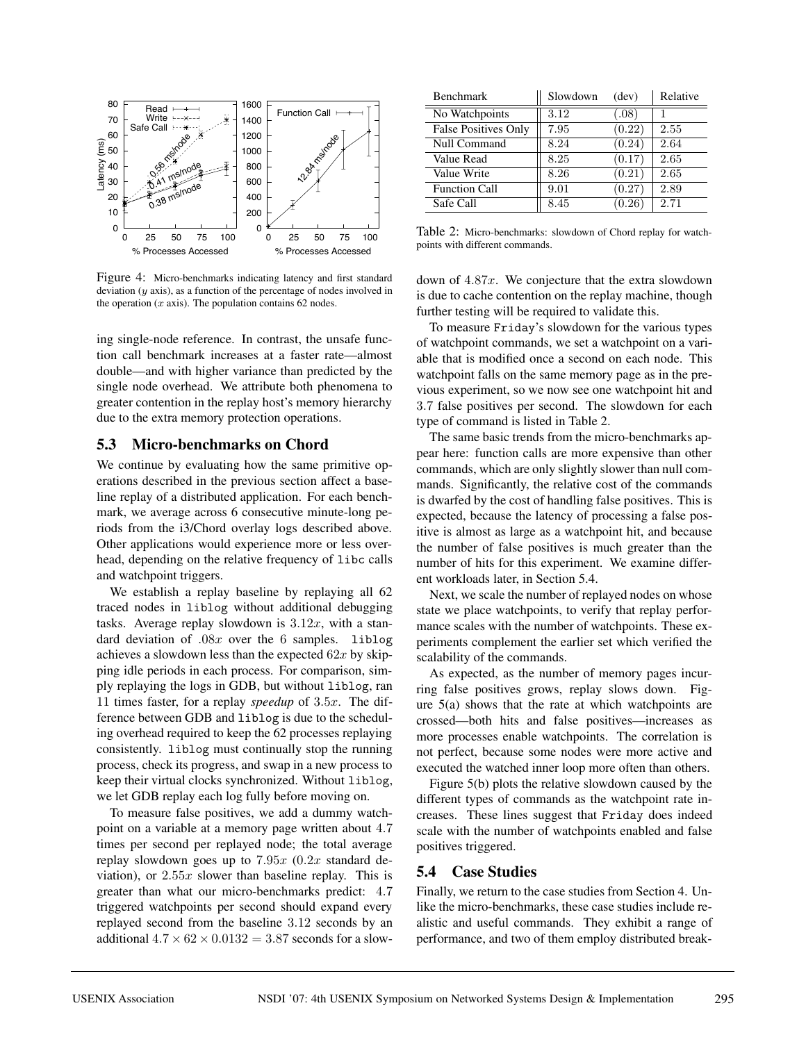Figure 4: Micro-benchmarks indicating latency and first standard deviation ($y$ axis), as a function of the percentage of nodes involved in the operation ($x$ axis). The population contains 62 nodes.

ing single-node reference. In contrast, the unsafe function call benchmark increases at a faster rate—almost double—and with higher variance than predicted by the single node overhead. We attribute both phenomena to greater contention in the replay host's memory hierarchy due to the extra memory protection operations.

### 5.3 Micro-benchmarks on Chord

We continue by evaluating how the same primitive operations described in the previous section affect a baseline replay of a distributed application. For each benchmark, we average across 6 consecutive minute-long periods from the i3/Chord overlay logs described above. Other applications would experience more or less overhead, depending on the relative frequency of `libc` calls and watchpoint triggers.

We establish a replay baseline by replaying all 62 traced nodes in `liblog` without additional debugging tasks. Average replay slowdown is $3.12x$, with a standard deviation of $.08x$ over the 6 samples. `liblog` achieves a slowdown less than the expected $62x$ by skipping idle periods in each process. For comparison, simply replaying the logs in GDB, but without `liblog`, ran 11 times faster, for a replay *speedup* of $3.5x$. The difference between GDB and `liblog` is due to the scheduling overhead required to keep the 62 processes replaying consistently. `liblog` must continually stop the running process, check its progress, and swap in a new process to keep their virtual clocks synchronized. Without `liblog`, we let GDB replay each log fully before moving on.

To measure false positives, we add a dummy watchpoint on a variable at a memory page written about 4.7 times per second per replayed node; the total average replay slowdown goes up to $7.95x$ ($0.2x$ standard deviation), or $2.55x$ slower than baseline replay. This is greater than what our micro-benchmarks predict: 4.7 triggered watchpoints per second should expand every replayed second from the baseline 3.12 seconds by an additional $4.7 \times 62 \times 0.0132 = 3.87$ seconds for a slowdown of $4.87x$. We conjecture that the extra slowdown is due to cache contention on the replay machine, though further testing will be required to validate this.

| Benchmark | Slowdown | (dev) | Relative |
|---|---|---|---|
| No Watchpoints | 3.12 | (.08) | 1 |
| False Positives Only | 7.95 | (0.22) | 2.55 |
| Null Command | 8.24 | (0.24) | 2.64 |
| Value Read | 8.25 | (0.17) | 2.65 |
| Value Write | 8.26 | (0.21) | 2.65 |
| Function Call | 9.01 | (0.27) | 2.89 |
| Safe Call | 8.45 | (0.26) | 2.71 |

Table 2: Micro-benchmarks: slowdown of Chord replay for watchpoints with different commands.

To measure `Friday`'s slowdown for the various types of watchpoint commands, we set a watchpoint on a variable that is modified once a second on each node. This watchpoint falls on the same memory page as in the previous experiment, so we now see one watchpoint hit and 3.7 false positives per second. The slowdown for each type of command is listed in Table 2.

The same basic trends from the micro-benchmarks appear here: function calls are more expensive than other commands, which are only slightly slower than null commands. Significantly, the relative cost of the commands is dwarfed by the cost of handling false positives. This is expected, because the latency of processing a false positive is almost as large as a watchpoint hit, and because the number of false positives is much greater than the number of hits for this experiment. We examine different workloads later, in Section 5.4.

Next, we scale the number of replayed nodes on whose state we place watchpoints, to verify that replay performance scales with the number of watchpoints. These experiments complement the earlier set which verified the scalability of the commands.

As expected, as the number of memory pages incurring false positives grows, replay slows down. Figure 5(a) shows that the rate at which watchpoints are crossed—both hits and false positives—increases as more processes enable watchpoints. The correlation is not perfect, because some nodes were more active and executed the watched inner loop more often than others.

Figure 5(b) plots the relative slowdown caused by the different types of commands as the watchpoint rate increases. These lines suggest that `Friday` does indeed scale with the number of watchpoints enabled and false positives triggered.

### 5.4 Case Studies

Finally, we return to the case studies from Section 4. Unlike the micro-benchmarks, these case studies include realistic and useful commands. They exhibit a range of performance, and two of them employ distributed break-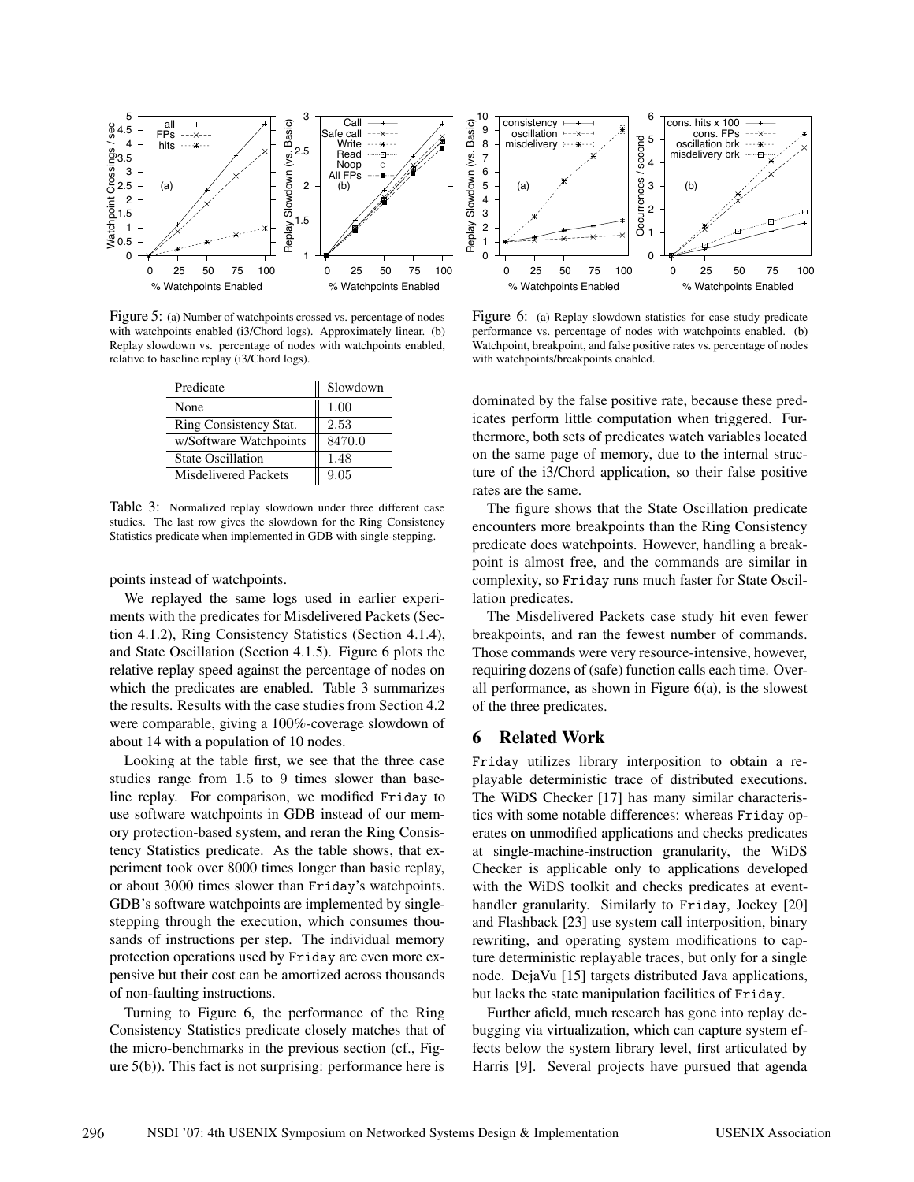Figure 5: (a) Number of watchpoints crossed vs. percentage of nodes with watchpoints enabled (i3/Chord logs). Approximately linear. (b) Replay slowdown vs. percentage of nodes with watchpoints enabled, relative to baseline replay (i3/Chord logs).

Figure 6: (a) Replay slowdown statistics for case study predicate performance vs. percentage of nodes with watchpoints enabled. (b) Watchpoint, breakpoint, and false positive rates vs. percentage of nodes with watchpoints/breakpoints enabled.

| Predicate | Slowdown |
| --- | --- |
| None | 1.00 |
| Ring Consistency Stat. | 2.53 |
| w/Software Watchpoints | 8470.0 |
| State Oscillation | 1.48 |
| Misdelivered Packets | 9.05 |

Table 3: Normalized replay slowdown under three different case studies. The last row gives the slowdown for the Ring Consistency Statistics predicate when implemented in GDB with single-stepping.

points instead of watchpoints.

We replayed the same logs used in earlier experiments with the predicates for Misdelivered Packets (Section 4.1.2), Ring Consistency Statistics (Section 4.1.4), and State Oscillation (Section 4.1.5). Figure 6 plots the relative replay speed against the percentage of nodes on which the predicates are enabled. Table 3 summarizes the results. Results with the case studies from Section 4.2 were comparable, giving a 100%-coverage slowdown of about 14 with a population of 10 nodes.

Looking at the table first, we see that the three case studies range from 1.5 to 9 times slower than baseline replay. For comparison, we modified Friday to use software watchpoints in GDB instead of our memory protection-based system, and reran the Ring Consistency Statistics predicate. As the table shows, that experiment took over 8000 times longer than basic replay, or about 3000 times slower than Friday's watchpoints. GDB's software watchpoints are implemented by single-stepping through the execution, which consumes thousands of instructions per step. The individual memory protection operations used by Friday are even more expensive but their cost can be amortized across thousands of non-faulting instructions.

Turning to Figure 6, the performance of the Ring Consistency Statistics predicate closely matches that of the micro-benchmarks in the previous section (cf., Figure 5(b)). This fact is not surprising: performance here is dominated by the false positive rate, because these predicates perform little computation when triggered. Furthermore, both sets of predicates watch variables located on the same page of memory, due to the internal structure of the i3/Chord application, so their false positive rates are the same.

The figure shows that the State Oscillation predicate encounters more breakpoints than the Ring Consistency predicate does watchpoints. However, handling a breakpoint is almost free, and the commands are similar in complexity, so Friday runs much faster for State Oscillation predicates.

The Misdelivered Packets case study hit even fewer breakpoints, and ran the fewest number of commands. Those commands were very resource-intensive, however, requiring dozens of (safe) function calls each time. Overall performance, as shown in Figure 6(a), is the slowest of the three predicates.

## 6 Related Work

Friday utilizes library interposition to obtain a replayable deterministic trace of distributed executions. The WiDS Checker [17] has many similar characteristics with some notable differences: whereas Friday operates on unmodified applications and checks predicates at single-machine-instruction granularity, the WiDS Checker is applicable only to applications developed with the WiDS toolkit and checks predicates at event-handler granularity. Similarly to Friday, Jockey [20] and Flashback [23] use system call interposition, binary rewriting, and operating system modifications to capture deterministic replayable traces, but only for a single node. DejaVu [15] targets distributed Java applications, but lacks the state manipulation facilities of Friday.

Further afield, much research has gone into replay debugging via virtualization, which can capture system effects below the system library level, first articulated by Harris [9]. Several projects have pursued that agenda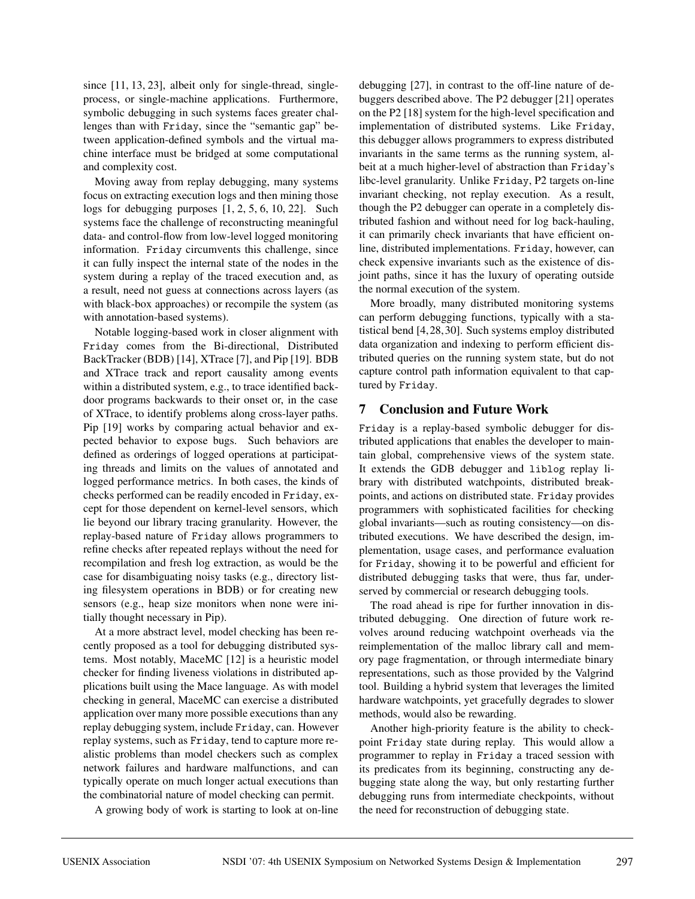since [11, 13, 23], albeit only for single-thread, single-process, or single-machine applications. Furthermore, symbolic debugging in such systems faces greater challenges than with Friday, since the "semantic gap" between application-defined symbols and the virtual machine interface must be bridged at some computational and complexity cost.

Moving away from replay debugging, many systems focus on extracting execution logs and then mining those logs for debugging purposes [1, 2, 5, 6, 10, 22]. Such systems face the challenge of reconstructing meaningful data- and control-flow from low-level logged monitoring information. Friday circumvents this challenge, since it can fully inspect the internal state of the nodes in the system during a replay of the traced execution and, as a result, need not guess at connections across layers (as with black-box approaches) or recompile the system (as with annotation-based systems).

Notable logging-based work in closer alignment with Friday comes from the Bi-directional, Distributed BackTracker (BDB) [14], XTrace [7], and Pip [19]. BDB and XTrace track and report causality among events within a distributed system, e.g., to trace identified backdoor programs backwards to their onset or, in the case of XTrace, to identify problems along cross-layer paths. Pip [19] works by comparing actual behavior and expected behavior to expose bugs. Such behaviors are defined as orderings of logged operations at participating threads and limits on the values of annotated and logged performance metrics. In both cases, the kinds of checks performed can be readily encoded in Friday, except for those dependent on kernel-level sensors, which lie beyond our library tracing granularity. However, the replay-based nature of Friday allows programmers to refine checks after repeated replays without the need for recompilation and fresh log extraction, as would be the case for disambiguating noisy tasks (e.g., directory listing filesystem operations in BDB) or for creating new sensors (e.g., heap size monitors when none were initially thought necessary in Pip).

At a more abstract level, model checking has been recently proposed as a tool for debugging distributed systems. Most notably, MaceMC [12] is a heuristic model checker for finding liveness violations in distributed applications built using the Mace language. As with model checking in general, MaceMC can exercise a distributed application over many more possible executions than any replay debugging system, include Friday, can. However replay systems, such as Friday, tend to capture more realistic problems than model checkers such as complex network failures and hardware malfunctions, and can typically operate on much longer actual executions than the combinatorial nature of model checking can permit.

A growing body of work is starting to look at on-line debugging [27], in contrast to the off-line nature of debuggers described above. The P2 debugger [21] operates on the P2 [18] system for the high-level specification and implementation of distributed systems. Like Friday, this debugger allows programmers to express distributed invariants in the same terms as the running system, albeit at a much higher-level of abstraction than Friday's libc-level granularity. Unlike Friday, P2 targets on-line invariant checking, not replay execution. As a result, though the P2 debugger can operate in a completely distributed fashion and without need for log back-hauling, it can primarily check invariants that have efficient on-line, distributed implementations. Friday, however, can check expensive invariants such as the existence of disjoint paths, since it has the luxury of operating outside the normal execution of the system.

More broadly, many distributed monitoring systems can perform debugging functions, typically with a statistical bend [4, 28, 30]. Such systems employ distributed data organization and indexing to perform efficient distributed queries on the running system state, but do not capture control path information equivalent to that captured by Friday.

## 7 Conclusion and Future Work

Friday is a replay-based symbolic debugger for distributed applications that enables the developer to maintain global, comprehensive views of the system state. It extends the GDB debugger and liblog replay library with distributed watchpoints, distributed breakpoints, and actions on distributed state. Friday provides programmers with sophisticated facilities for checking global invariants—such as routing consistency—on distributed executions. We have described the design, implementation, usage cases, and performance evaluation for Friday, showing it to be powerful and efficient for distributed debugging tasks that were, thus far, underserved by commercial or research debugging tools.

The road ahead is ripe for further innovation in distributed debugging. One direction of future work revolves around reducing watchpoint overheads via the reimplementation of the malloc library call and memory page fragmentation, or through intermediate binary representations, such as those provided by the Valgrind tool. Building a hybrid system that leverages the limited hardware watchpoints, yet gracefully degrades to slower methods, would also be rewarding.

Another high-priority feature is the ability to checkpoint Friday state during replay. This would allow a programmer to replay in Friday a traced session with its predicates from its beginning, constructing any debugging state along the way, but only restarting further debugging runs from intermediate checkpoints, without the need for reconstruction of debugging state.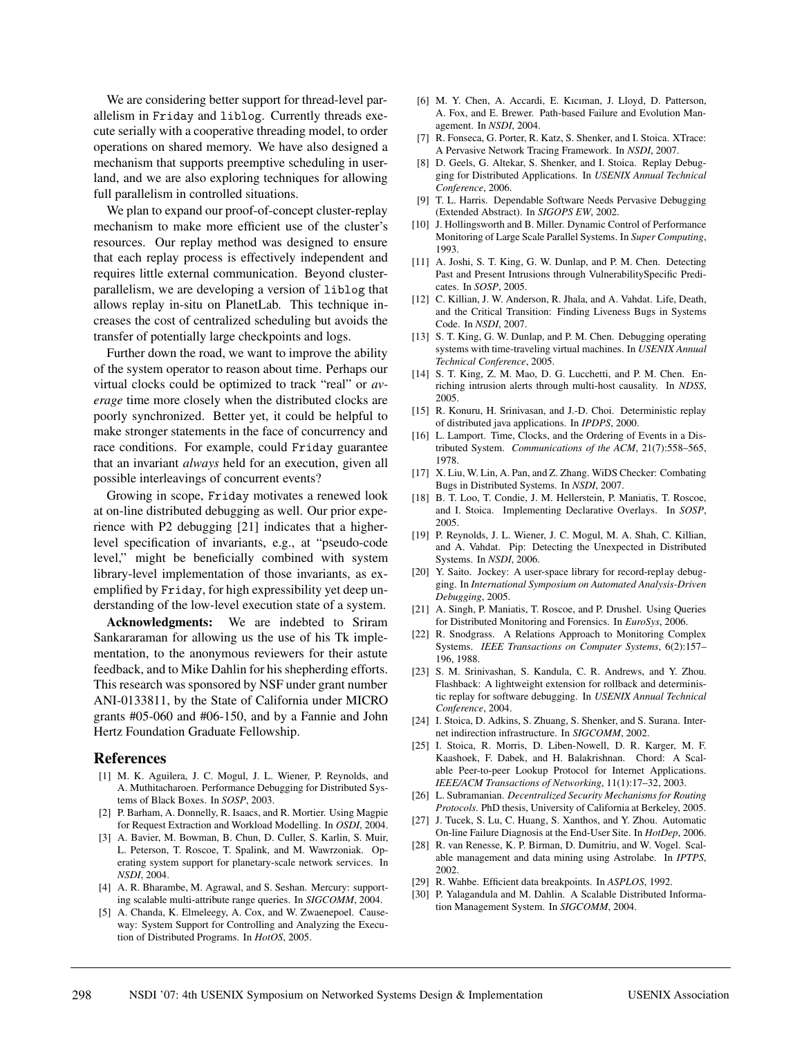We are considering better support for thread-level parallelism in Friday and liblog. Currently threads execute serially with a cooperative threading model, to order operations on shared memory. We have also designed a mechanism that supports preemptive scheduling in userland, and we are also exploring techniques for allowing full parallelism in controlled situations.

We plan to expand our proof-of-concept cluster-replay mechanism to make more efficient use of the cluster's resources. Our replay method was designed to ensure that each replay process is effectively independent and requires little external communication. Beyond cluster-parallelism, we are developing a version of liblog that allows replay in-situ on PlanetLab. This technique increases the cost of centralized scheduling but avoids the transfer of potentially large checkpoints and logs.

Further down the road, we want to improve the ability of the system operator to reason about time. Perhaps our virtual clocks could be optimized to track "real" or *average* time more closely when the distributed clocks are poorly synchronized. Better yet, it could be helpful to make stronger statements in the face of concurrency and race conditions. For example, could Friday guarantee that an invariant *always* held for an execution, given all possible interleavings of concurrent events?

Growing in scope, Friday motivates a renewed look at on-line distributed debugging as well. Our prior experience with P2 debugging [21] indicates that a higher-level specification of invariants, e.g., at "pseudo-code level," might be beneficially combined with system library-level implementation of those invariants, as exemplified by Friday, for high expressibility yet deep understanding of the low-level execution state of a system.

**Acknowledgments:** We are indebted to Sriram Sankararaman for allowing us the use of his Tk implementation, to the anonymous reviewers for their astute feedback, and to Mike Dahlin for his shepherding efforts. This research was sponsored by NSF under grant number ANI-0133811, by the State of California under MICRO grants #05-060 and #06-150, and by a Fannie and John Hertz Foundation Graduate Fellowship.

## References

[1] M. K. Aguilera, J. C. Mogul, J. L. Wiener, P. Reynolds, and A. Muthitacharoen. Performance Debugging for Distributed Systems of Black Boxes. In *SOSP*, 2003.

[2] P. Barham, A. Donnelly, R. Isaacs, and R. Mortier. Using Magpie for Request Extraction and Workload Modelling. In *OSDI*, 2004.

[3] A. Bavier, M. Bowman, B. Chun, D. Culler, S. Karlin, S. Muir, L. Peterson, T. Roscoe, T. Spalink, and M. Wawrzoniak. Operating system support for planetary-scale network services. In *NSDI*, 2004.

[4] A. R. Bharambe, M. Agrawal, and S. Seshan. Mercury: supporting scalable multi-attribute range queries. In *SIGCOMM*, 2004.

[5] A. Chanda, K. Elmeleegy, A. Cox, and W. Zwaenepoel. Causeway: System Support for Controlling and Analyzing the Execution of Distributed Programs. In *HotOS*, 2005.

[6] M. Y. Chen, A. Accardi, E. Kıcıman, J. Lloyd, D. Patterson, A. Fox, and E. Brewer. Path-based Failure and Evolution Management. In *NSDI*, 2004.

[7] R. Fonseca, G. Porter, R. Katz, S. Shenker, and I. Stoica. XTrace: A Pervasive Network Tracing Framework. In *NSDI*, 2007.

[8] D. Geels, G. Altekar, S. Shenker, and I. Stoica. Replay Debugging for Distributed Applications. In *USENIX Annual Technical Conference*, 2006.

[9] T. L. Harris. Dependable Software Needs Pervasive Debugging (Extended Abstract). In *SIGOPS EW*, 2002.

[10] J. Hollingsworth and B. Miller. Dynamic Control of Performance Monitoring of Large Scale Parallel Systems. In *Super Computing*, 1993.

[11] A. Joshi, S. T. King, G. W. Dunlap, and P. M. Chen. Detecting Past and Present Intrusions through VulnerabilitySpecific Predicates. In *SOSP*, 2005.

[12] C. Killian, J. W. Anderson, R. Jhala, and A. Vahdat. Life, Death, and the Critical Transition: Finding Liveness Bugs in Systems Code. In *NSDI*, 2007.

[13] S. T. King, G. W. Dunlap, and P. M. Chen. Debugging operating systems with time-traveling virtual machines. In *USENIX Annual Technical Conference*, 2005.

[14] S. T. King, Z. M. Mao, D. G. Lucchetti, and P. M. Chen. Enriching intrusion alerts through multi-host causality. In *NDSS*, 2005.

[15] R. Konuru, H. Srinivasan, and J.-D. Choi. Deterministic replay of distributed java applications. In *IPDPS*, 2000.

[16] L. Lamport. Time, Clocks, and the Ordering of Events in a Distributed System. *Communications of the ACM*, 21(7):558–565, 1978.

[17] X. Liu, W. Lin, A. Pan, and Z. Zhang. WiDS Checker: Combating Bugs in Distributed Systems. In *NSDI*, 2007.

[18] B. T. Loo, T. Condie, J. M. Hellerstein, P. Maniatis, T. Roscoe, and I. Stoica. Implementing Declarative Overlays. In *SOSP*, 2005.

[19] P. Reynolds, J. L. Wiener, J. C. Mogul, M. A. Shah, C. Killian, and A. Vahdat. Pip: Detecting the Unexpected in Distributed Systems. In *NSDI*, 2006.

[20] Y. Saito. Jockey: A user-space library for record-replay debugging. In *International Symposium on Automated Analysis-Driven Debugging*, 2005.

[21] A. Singh, P. Maniatis, T. Roscoe, and P. Drushel. Using Queries for Distributed Monitoring and Forensics. In *EuroSys*, 2006.

[22] R. Snodgrass. A Relations Approach to Monitoring Complex Systems. *IEEE Transactions on Computer Systems*, 6(2):157–196, 1988.

[23] S. M. Srinivashan, S. Kandula, C. R. Andrews, and Y. Zhou. Flashback: A lightweight extension for rollback and deterministic replay for software debugging. In *USENIX Annual Technical Conference*, 2004.

[24] I. Stoica, D. Adkins, S. Zhuang, S. Shenker, and S. Surana. Internet indirection infrastructure. In *SIGCOMM*, 2002.

[25] I. Stoica, R. Morris, D. Liben-Nowell, D. R. Karger, M. F. Kaashoek, F. Dabek, and H. Balakrishnan. Chord: A Scalable Peer-to-peer Lookup Protocol for Internet Applications. *IEEE/ACM Transactions of Networking*, 11(1):17–32, 2003.

[26] L. Subramanian. *Decentralized Security Mechanisms for Routing Protocols*. PhD thesis, University of California at Berkeley, 2005.

[27] J. Tucek, S. Lu, C. Huang, S. Xanthos, and Y. Zhou. Automatic On-line Failure Diagnosis at the End-User Site. In *HotDep*, 2006.

[28] R. van Renesse, K. P. Birman, D. Dumitriu, and W. Vogel. Scalable management and data mining using Astrolabe. In *IPTPS*, 2002.

[29] R. Wahbe. Efficient data breakpoints. In *ASPLOS*, 1992.

[30] P. Yalagandula and M. Dahlin. A Scalable Distributed Information Management System. In *SIGCOMM*, 2004.